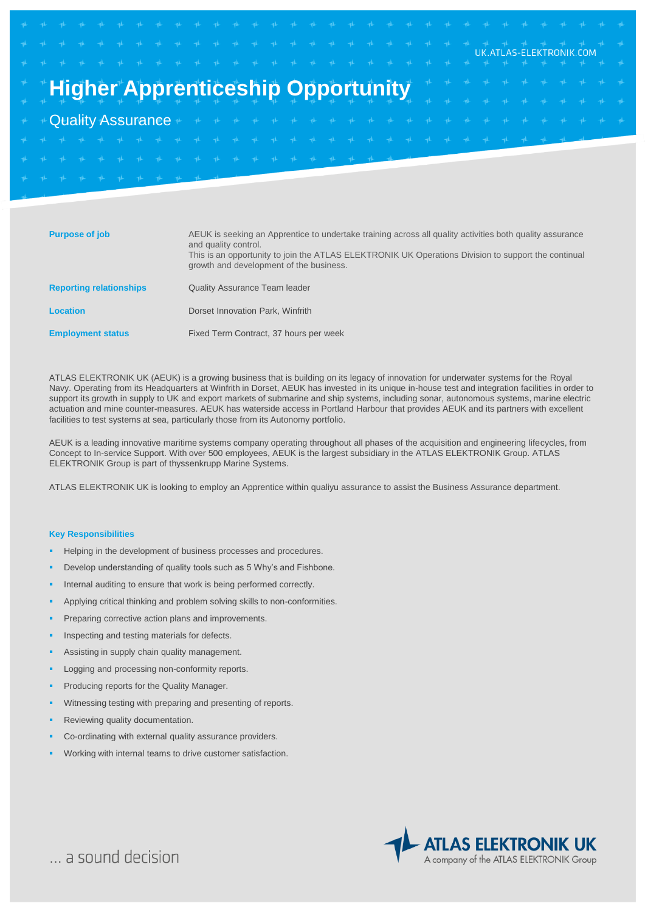UK.ATLAS-ELEKTRONIK.COM

# Higher Apprenticeship Opportunity

## Quality Assurance

| | |
|---|---|
| **Purpose of job** | AEUK is seeking an Apprentice to undertake training across all quality activities both quality assurance and quality control. This is an opportunity to join the ATLAS ELEKTRONIK UK Operations Division to support the continual growth and development of the business. |
| **Reporting relationships** | Quality Assurance Team leader |
| **Location** | Dorset Innovation Park, Winfrith |
| **Employment status** | Fixed Term Contract, 37 hours per week |

ATLAS ELEKTRONIK UK (AEUK) is a growing business that is building on its legacy of innovation for underwater systems for the Royal Navy. Operating from its Headquarters at Winfrith in Dorset, AEUK has invested in its unique in-house test and integration facilities in order to support its growth in supply to UK and export markets of submarine and ship systems, including sonar, autonomous systems, marine electric actuation and mine counter-measures. AEUK has waterside access in Portland Harbour that provides AEUK and its partners with excellent facilities to test systems at sea, particularly those from its Autonomy portfolio.

AEUK is a leading innovative maritime systems company operating throughout all phases of the acquisition and engineering lifecycles, from Concept to In-service Support. With over 500 employees, AEUK is the largest subsidiary in the ATLAS ELEKTRONIK Group. ATLAS ELEKTRONIK Group is part of thyssenkrupp Marine Systems.

ATLAS ELEKTRONIK UK is looking to employ an Apprentice within qualiyu assurance to assist the Business Assurance department.

### Key Responsibilities

- Helping in the development of business processes and procedures.
- Develop understanding of quality tools such as 5 Why's and Fishbone.
- Internal auditing to ensure that work is being performed correctly.
- Applying critical thinking and problem solving skills to non-conformities.
- Preparing corrective action plans and improvements.
- Inspecting and testing materials for defects.
- Assisting in supply chain quality management.
- Logging and processing non-conformity reports.
- Producing reports for the Quality Manager.
- Witnessing testing with preparing and presenting of reports.
- Reviewing quality documentation.
- Co-ordinating with external quality assurance providers.
- Working with internal teams to drive customer satisfaction.

... a sound decision

ATLAS ELEKTRONIK UK
A company of the ATLAS ELEKTRONIK Group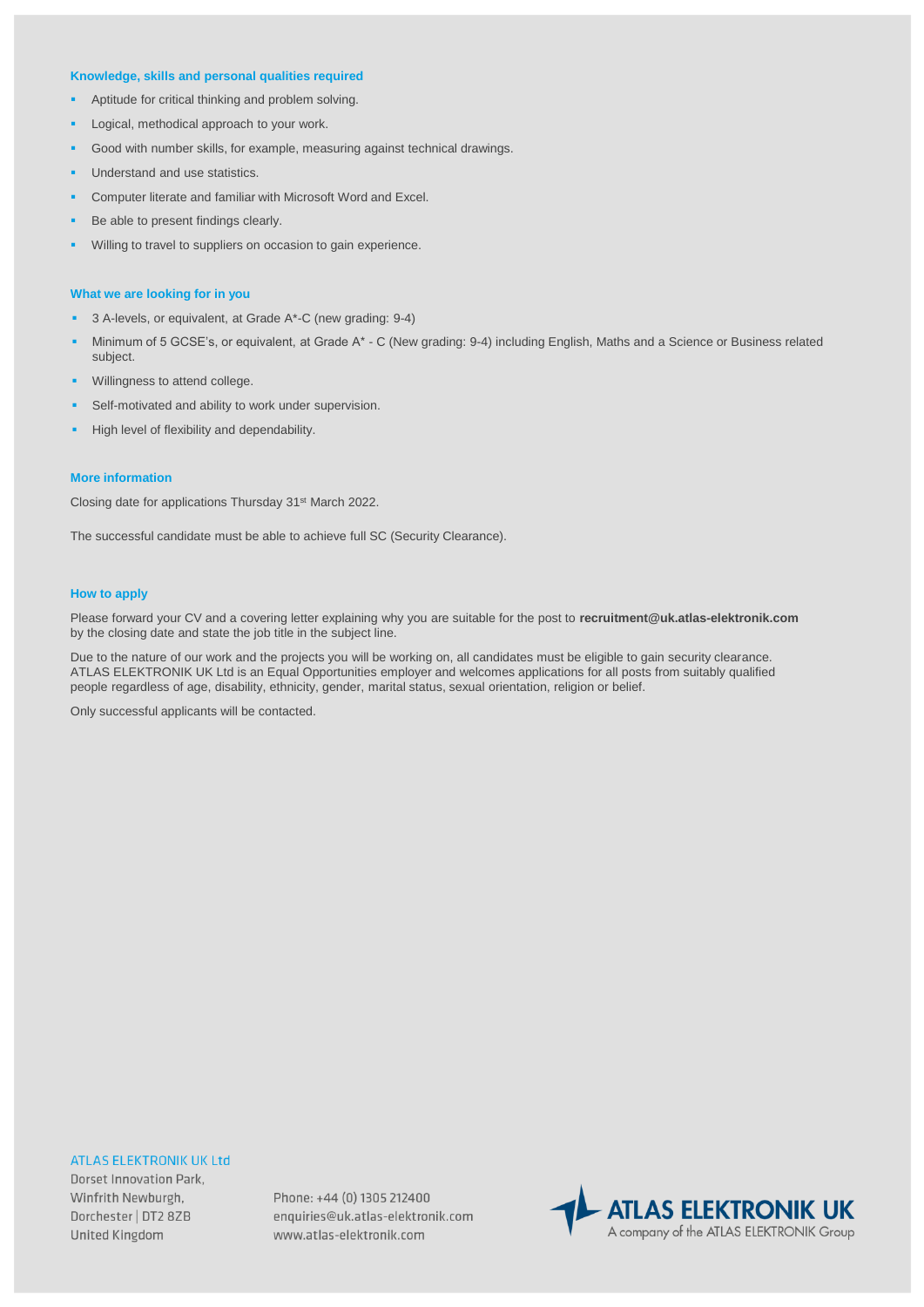### Knowledge, skills and personal qualities required

- Aptitude for critical thinking and problem solving.
- Logical, methodical approach to your work.
- Good with number skills, for example, measuring against technical drawings.
- Understand and use statistics.
- Computer literate and familiar with Microsoft Word and Excel.
- Be able to present findings clearly.
- Willing to travel to suppliers on occasion to gain experience.

### What we are looking for in you

- 3 A-levels, or equivalent, at Grade A*-C (new grading: 9-4)
- Minimum of 5 GCSE's, or equivalent, at Grade A* - C (New grading: 9-4) including English, Maths and a Science or Business related subject.
- Willingness to attend college.
- Self-motivated and ability to work under supervision.
- High level of flexibility and dependability.

### More information

Closing date for applications Thursday 31st March 2022.

The successful candidate must be able to achieve full SC (Security Clearance).

### How to apply

Please forward your CV and a covering letter explaining why you are suitable for the post to **recruitment@uk.atlas-elektronik.com** by the closing date and state the job title in the subject line.

Due to the nature of our work and the projects you will be working on, all candidates must be eligible to gain security clearance. ATLAS ELEKTRONIK UK Ltd is an Equal Opportunities employer and welcomes applications for all posts from suitably qualified people regardless of age, disability, ethnicity, gender, marital status, sexual orientation, religion or belief.

Only successful applicants will be contacted.

ATLAS ELEKTRONIK UK Ltd
Dorset Innovation Park,
Winfrith Newburgh,
Dorchester | DT2 8ZB
United Kingdom

Phone: +44 (0) 1305 212400
enquiries@uk.atlas-elektronik.com
www.atlas-elektronik.com

ATLAS ELEKTRONIK UK
A company of the ATLAS ELEKTRONIK Group